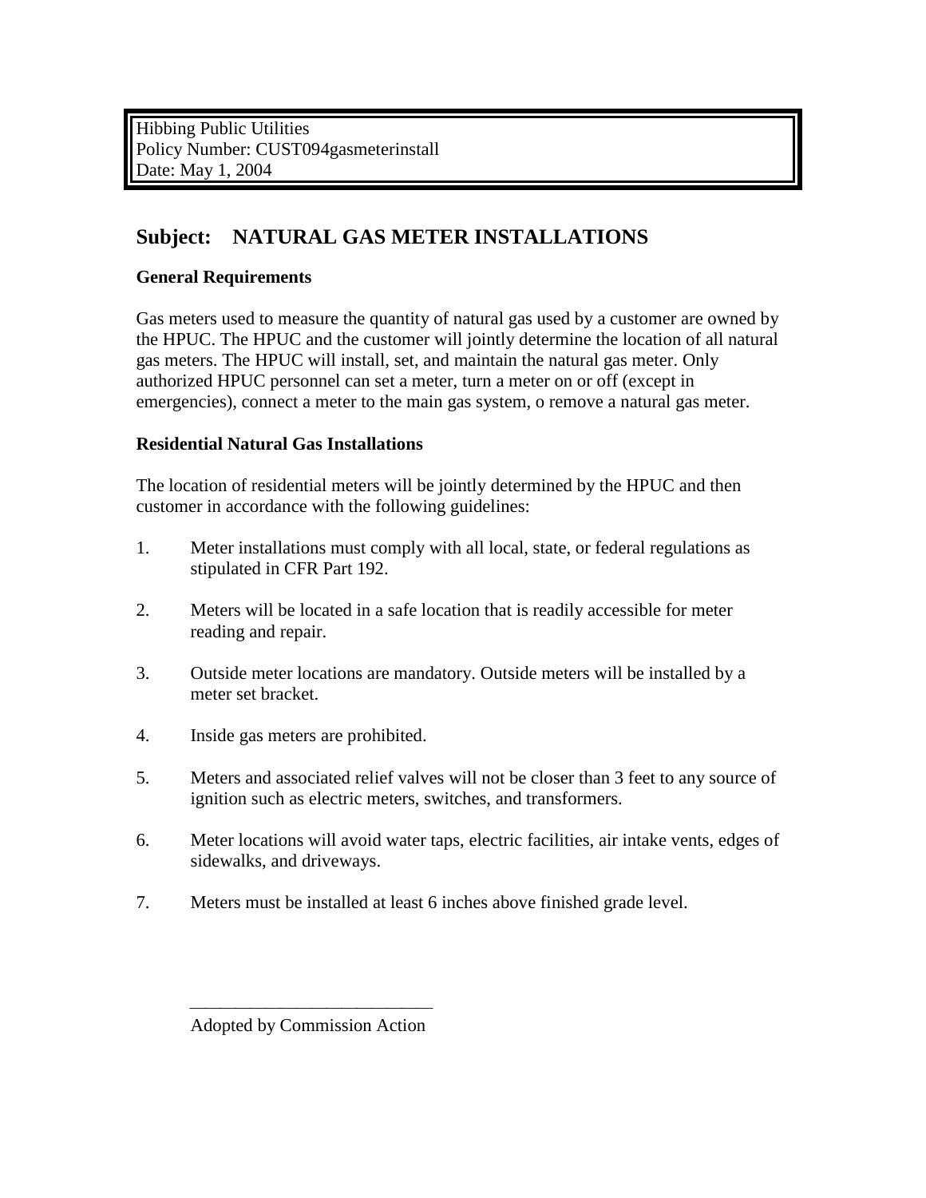Hibbing Public Utilities
Policy Number: CUST094gasmeterinstall
Date: May 1, 2004

## Subject: NATURAL GAS METER INSTALLATIONS

### General Requirements

Gas meters used to measure the quantity of natural gas used by a customer are owned by the HPUC. The HPUC and the customer will jointly determine the location of all natural gas meters. The HPUC will install, set, and maintain the natural gas meter. Only authorized HPUC personnel can set a meter, turn a meter on or off (except in emergencies), connect a meter to the main gas system, o remove a natural gas meter.

### Residential Natural Gas Installations

The location of residential meters will be jointly determined by the HPUC and then customer in accordance with the following guidelines:

1. Meter installations must comply with all local, state, or federal regulations as stipulated in CFR Part 192.
2. Meters will be located in a safe location that is readily accessible for meter reading and repair.
3. Outside meter locations are mandatory. Outside meters will be installed by a meter set bracket.
4. Inside gas meters are prohibited.
5. Meters and associated relief valves will not be closer than 3 feet to any source of ignition such as electric meters, switches, and transformers.
6. Meter locations will avoid water taps, electric facilities, air intake vents, edges of sidewalks, and driveways.
7. Meters must be installed at least 6 inches above finished grade level.

\_\_\_\_\_\_\_\_\_\_\_\_\_\_\_\_\_\_\_\_\_\_\_\_\_\_\_\_

Adopted by Commission Action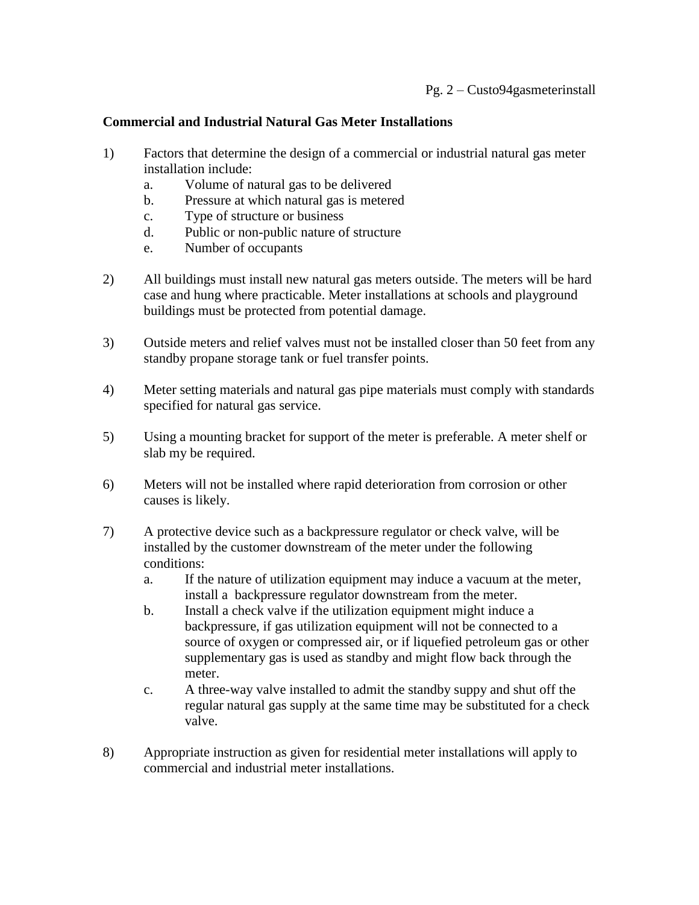**Commercial and Industrial Natural Gas Meter Installations**

1) Factors that determine the design of a commercial or industrial natural gas meter installation include:
   a. Volume of natural gas to be delivered
   b. Pressure at which natural gas is metered
   c. Type of structure or business
   d. Public or non-public nature of structure
   e. Number of occupants

2) All buildings must install new natural gas meters outside. The meters will be hard case and hung where practicable. Meter installations at schools and playground buildings must be protected from potential damage.

3) Outside meters and relief valves must not be installed closer than 50 feet from any standby propane storage tank or fuel transfer points.

4) Meter setting materials and natural gas pipe materials must comply with standards specified for natural gas service.

5) Using a mounting bracket for support of the meter is preferable. A meter shelf or slab my be required.

6) Meters will not be installed where rapid deterioration from corrosion or other causes is likely.

7) A protective device such as a backpressure regulator or check valve, will be installed by the customer downstream of the meter under the following conditions:
   a. If the nature of utilization equipment may induce a vacuum at the meter, install a backpressure regulator downstream from the meter.
   b. Install a check valve if the utilization equipment might induce a backpressure, if gas utilization equipment will not be connected to a source of oxygen or compressed air, or if liquefied petroleum gas or other supplementary gas is used as standby and might flow back through the meter.
   c. A three-way valve installed to admit the standby suppy and shut off the regular natural gas supply at the same time may be substituted for a check valve.

8) Appropriate instruction as given for residential meter installations will apply to commercial and industrial meter installations.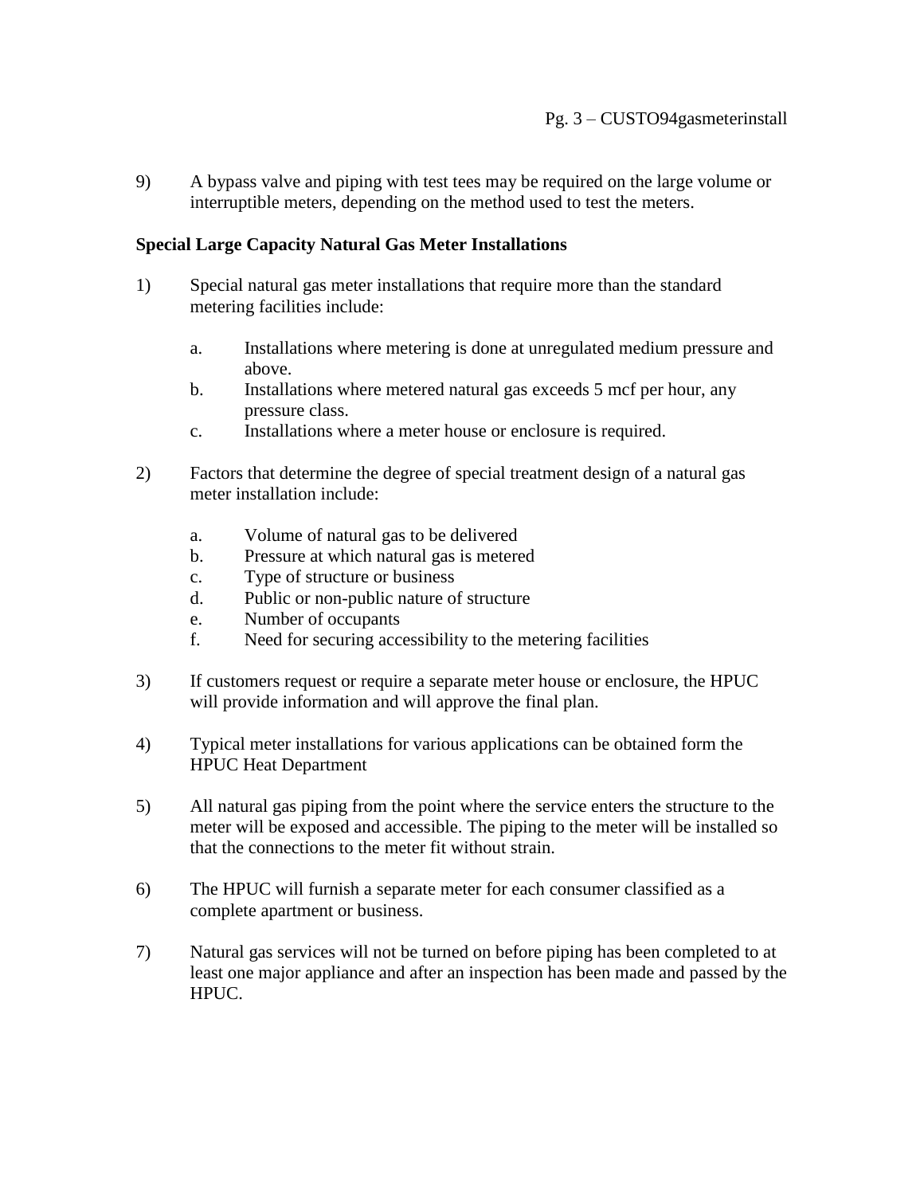9) A bypass valve and piping with test tees may be required on the large volume or interruptible meters, depending on the method used to test the meters.

**Special Large Capacity Natural Gas Meter Installations**

1) Special natural gas meter installations that require more than the standard metering facilities include:

   a. Installations where metering is done at unregulated medium pressure and above.
   b. Installations where metered natural gas exceeds 5 mcf per hour, any pressure class.
   c. Installations where a meter house or enclosure is required.

2) Factors that determine the degree of special treatment design of a natural gas meter installation include:

   a. Volume of natural gas to be delivered
   b. Pressure at which natural gas is metered
   c. Type of structure or business
   d. Public or non-public nature of structure
   e. Number of occupants
   f. Need for securing accessibility to the metering facilities

3) If customers request or require a separate meter house or enclosure, the HPUC will provide information and will approve the final plan.

4) Typical meter installations for various applications can be obtained form the HPUC Heat Department

5) All natural gas piping from the point where the service enters the structure to the meter will be exposed and accessible. The piping to the meter will be installed so that the connections to the meter fit without strain.

6) The HPUC will furnish a separate meter for each consumer classified as a complete apartment or business.

7) Natural gas services will not be turned on before piping has been completed to at least one major appliance and after an inspection has been made and passed by the HPUC.